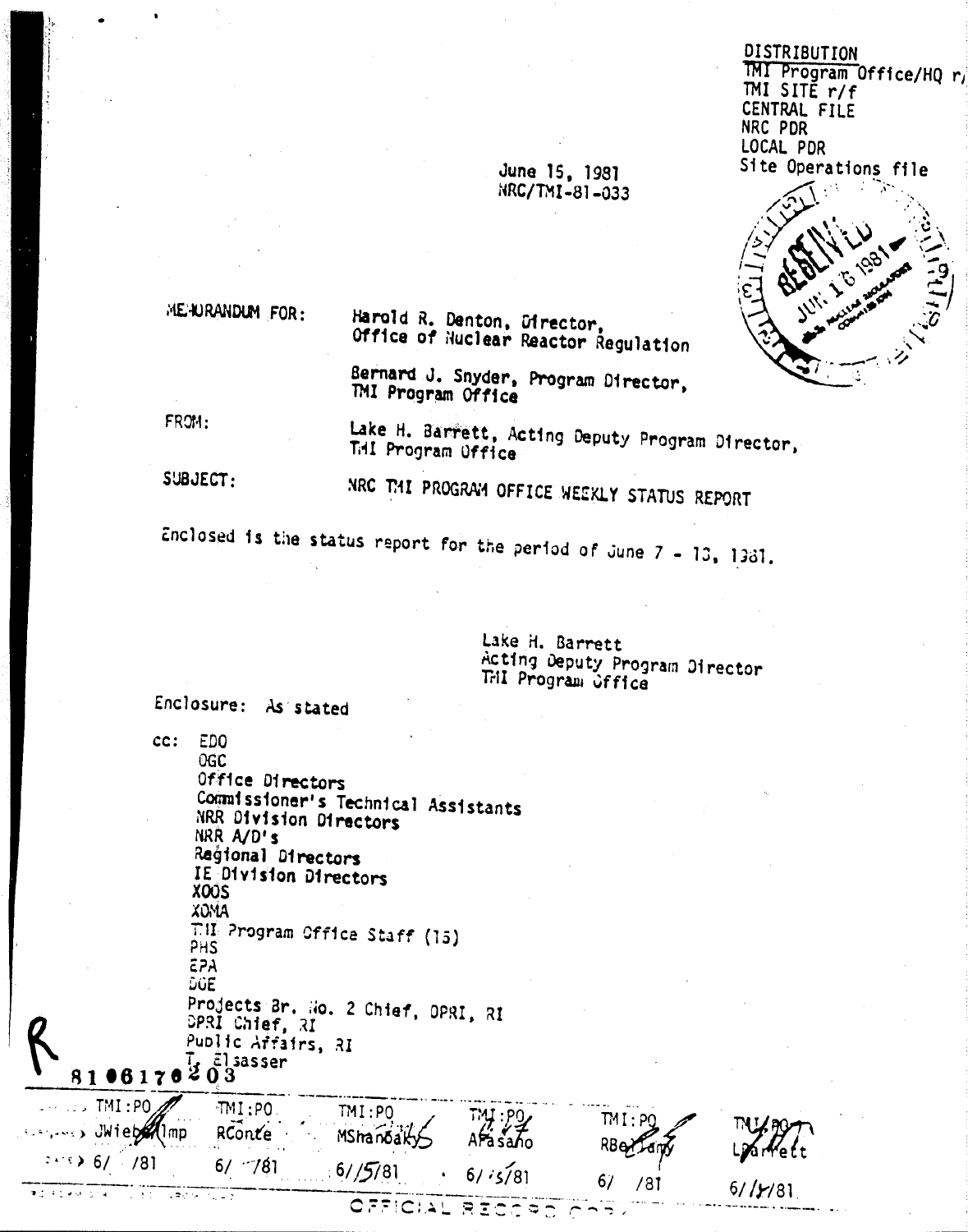DISTRIBUTION
TMI Program Office/HQ r/f
TMI SITE r/f
CENTRAL FILE
NRC PDR
LOCAL PDR
Site Operations file

June 15, 1981
NRC/TMI-81-033

MEMORANDUM FOR: Harold R. Denton, Director, Office of Nuclear Reactor Regulation

Bernard J. Snyder, Program Director, TMI Program Office

FROM: Lake H. Barrett, Acting Deputy Program Director, TMI Program Office

SUBJECT: NRC TMI PROGRAM OFFICE WEEKLY STATUS REPORT

Enclosed is the status report for the period of June 7 - 13, 1981.

Lake H. Barrett
Acting Deputy Program Director
TMI Program Office

Enclosure: As stated

cc: EDO
OGC
Office Directors
Commissioner's Technical Assistants
NRR Division Directors
NRR A/D's
Regional Directors
IE Division Directors
XOOS
XOMA
TMI Program Office Staff (15)
PHS
EPA
DOE
Projects Br. No. 2 Chief, DPRI, RI
DPRI Chief, RI
Public Affairs, RI
T. Elsasser

8106170203

| TMI:PO | TMI:PO | TMI:PO | TMI:PO | TMI:PO | TMI:PO |
|---|---|---|---|---|---|
| JWiebe/lmp | RConte | MShanbaky | AFasano | RBellamy | LBarrett |
| 6/ /81 | 6/ /81 | 6/15/81 | 6/15/81 | 6/ /81 | 6/15/81 |

OFFICIAL RECORD COPY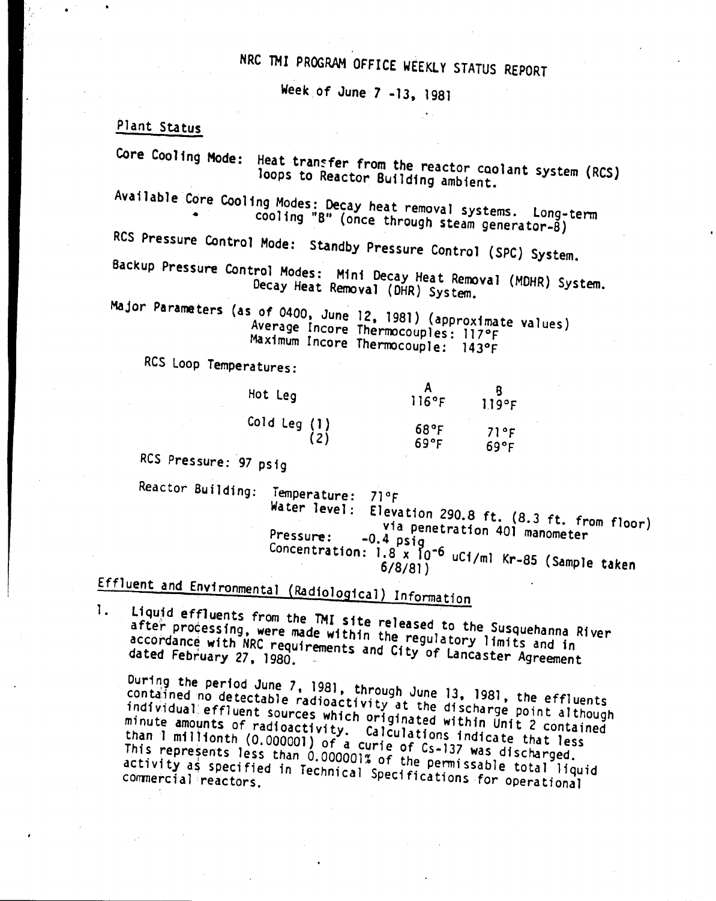# NRC TMI PROGRAM OFFICE WEEKLY STATUS REPORT

Week of June 7 -13, 1981

## Plant Status

Core Cooling Mode: Heat transfer from the reactor coolant system (RCS) loops to Reactor Building ambient.

Available Core Cooling Modes: Decay heat removal systems. Long-term cooling "B" (once through steam generator-B)

RCS Pressure Control Mode: Standby Pressure Control (SPC) System.

Backup Pressure Control Modes: Mini Decay Heat Removal (MDHR) System. Decay Heat Removal (DHR) System.

Major Parameters (as of 0400, June 12, 1981) (approximate values)
Average Incore Thermocouples: 117°F
Maximum Incore Thermocouple: 143°F

RCS Loop Temperatures:

| | A | B |
|---|---|---|
| Hot Leg | 116°F | 119°F |
| Cold Leg (1) | 68°F | 71°F |
| (2) | 69°F | 69°F |

RCS Pressure: 97 psig

Reactor Building: Temperature: 71°F
Water level: Elevation 290.8 ft. (8.3 ft. from floor) via penetration 401 manometer
Pressure: -0.4 psig
Concentration: $1.8 \times 10^{-6}$ uCi/ml Kr-85 (Sample taken 6/8/81)

## Effluent and Environmental (Radiological) Information

1. Liquid effluents from the TMI site released to the Susquehanna River after processing, were made within the regulatory limits and in accordance with NRC requirements and City of Lancaster Agreement dated February 27, 1980.

   During the period June 7, 1981, through June 13, 1981, the effluents contained no detectable radioactivity at the discharge point although individual effluent sources which originated within Unit 2 contained minute amounts of radioactivity. Calculations indicate that less than 1 millionth (0.000001) of a curie of Cs-137 was discharged. This represents less than 0.000001% of the permissable total liquid activity as specified in Technical Specifications for operational commercial reactors.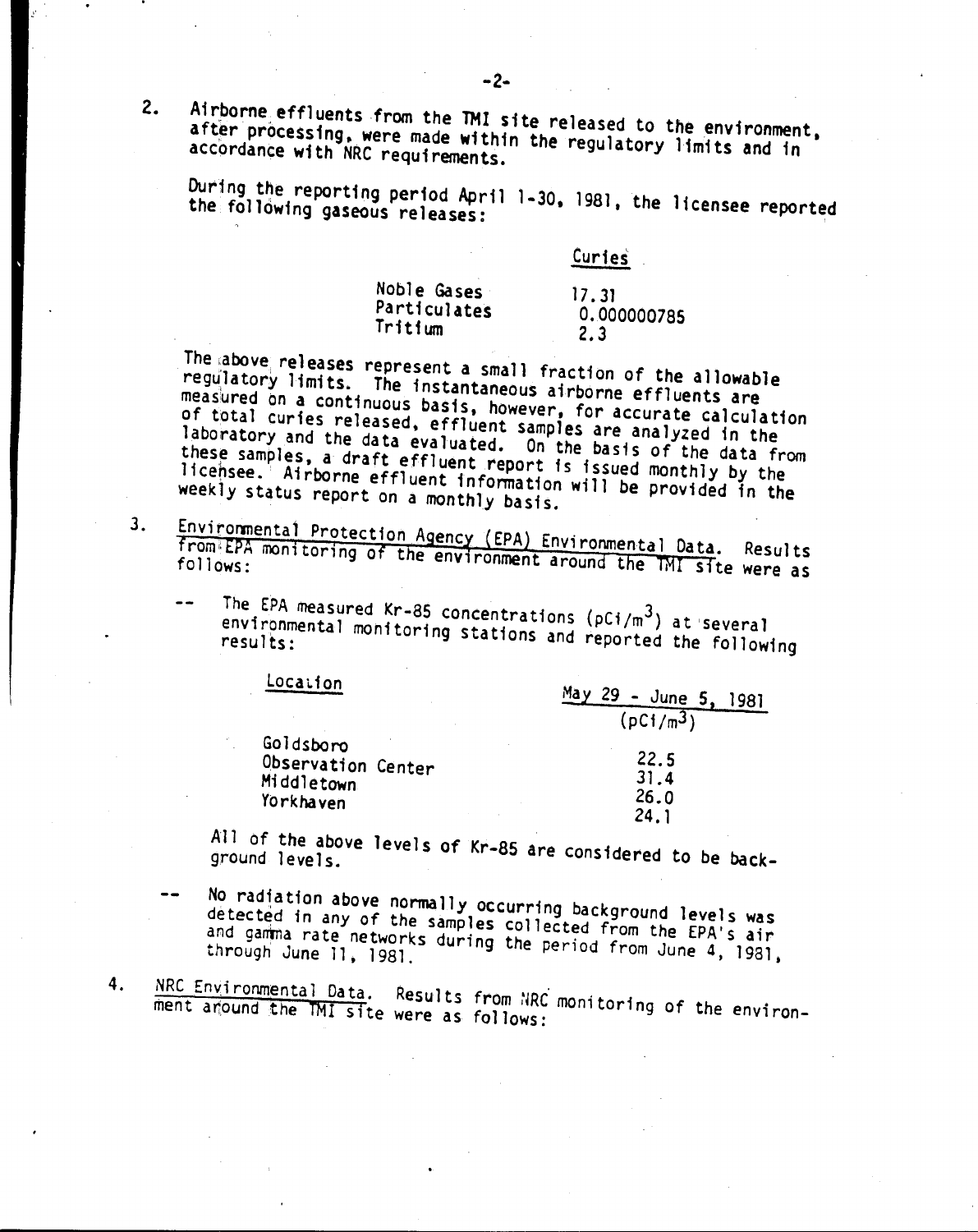2. Airborne effluents from the TMI site released to the environment, after processing, were made within the regulatory limits and in accordance with NRC requirements.

   During the reporting period April 1-30, 1981, the licensee reported the following gaseous releases:

   | | Curies |
   |---|---|
   | Noble Gases | 17.31 |
   | Particulates | 0.000000785 |
   | Tritium | 2.3 |

   The above releases represent a small fraction of the allowable regulatory limits. The instantaneous airborne effluents are measured on a continuous basis, however, for accurate calculation of total curies released, effluent samples are analyzed in the laboratory and the data evaluated. On the basis of the data from these samples, a draft effluent report is issued monthly by the licensee. Airborne effluent information will be provided in the weekly status report on a monthly basis.

3. Environmental Protection Agency (EPA) Environmental Data. Results from EPA monitoring of the environment around the TMI site were as follows:

   -- The EPA measured Kr-85 concentrations ($pCi/m^3$) at several environmental monitoring stations and reported the following results:

   | Location | May 29 - June 5, 1981 ($pCi/m^3$) |
   |---|---|
   | Goldsboro | 22.5 |
   | Observation Center | 31.4 |
   | Middletown | 26.0 |
   | Yorkhaven | 24.1 |

   All of the above levels of Kr-85 are considered to be background levels.

   -- No radiation above normally occurring background levels was detected in any of the samples collected from the EPA's air and gamma rate networks during the period from June 4, 1981, through June 11, 1981.

4. NRC Environmental Data. Results from NRC monitoring of the environment around the TMI site were as follows: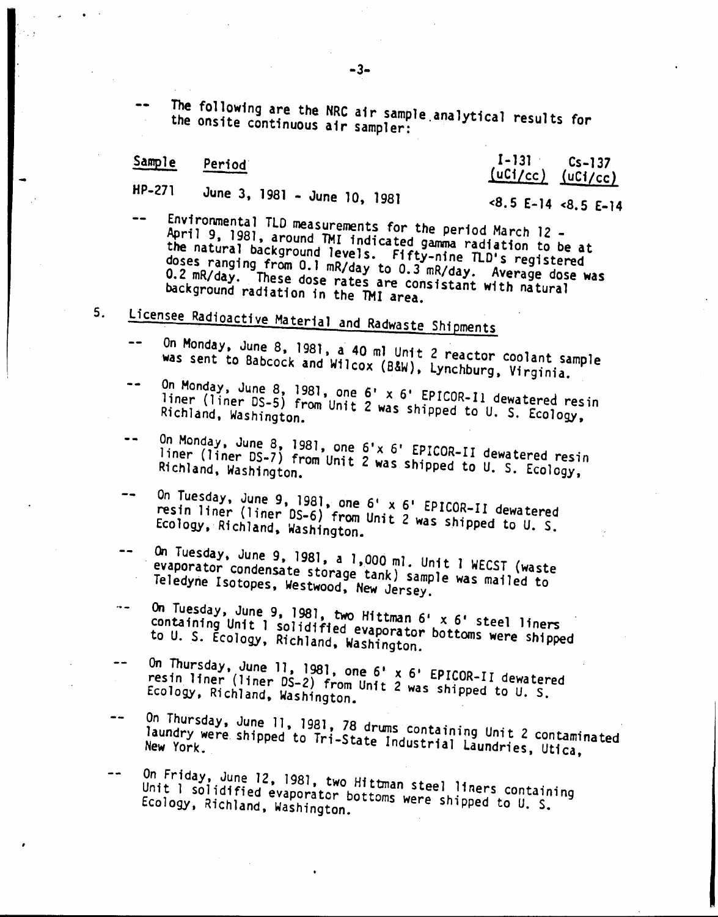-- The following are the NRC air sample analytical results for the onsite continuous air sampler:

| Sample | Period | I-131 (uCi/cc) | Cs-137 (uCi/cc) |
|---|---|---|---|
| HP-271 | June 3, 1981 - June 10, 1981 | <8.5 E-14 | <8.5 E-14 |

-- Environmental TLD measurements for the period March 12 - April 9, 1981, around TMI indicated gamma radiation to be at the natural background levels. Fifty-nine TLD's registered doses ranging from 0.1 mR/day to 0.3 mR/day. Average dose was 0.2 mR/day. These dose rates are consistant with natural background radiation in the TMI area.

5. Licensee Radioactive Material and Radwaste Shipments

-- On Monday, June 8, 1981, a 40 ml Unit 2 reactor coolant sample was sent to Babcock and Wilcox (B&W), Lynchburg, Virginia.

-- On Monday, June 8, 1981, one 6' x 6' EPICOR-II dewatered resin liner (liner DS-5) from Unit 2 was shipped to U. S. Ecology, Richland, Washington.

-- On Monday, June 8, 1981, one 6'x 6' EPICOR-II dewatered resin liner (liner DS-7) from Unit 2 was shipped to U. S. Ecology, Richland, Washington.

-- On Tuesday, June 9, 1981, one 6' x 6' EPICOR-II dewatered resin liner (liner DS-6) from Unit 2 was shipped to U. S. Ecology, Richland, Washington.

-- On Tuesday, June 9, 1981, a 1,000 ml. Unit 1 WECST (waste evaporator condensate storage tank) sample was mailed to Teledyne Isotopes, Westwood, New Jersey.

-- On Tuesday, June 9, 1981, two Hittman 6' x 6' steel liners containing Unit 1 solidified evaporator bottoms were shipped to U. S. Ecology, Richland, Washington.

-- On Thursday, June 11, 1981, one 6' x 6' EPICOR-II dewatered resin liner (liner DS-2) from Unit 2 was shipped to U. S. Ecology, Richland, Washington.

-- On Thursday, June 11, 1981, 78 drums containing Unit 2 contaminated laundry were shipped to Tri-State Industrial Laundries, Utica, New York.

-- On Friday, June 12, 1981, two Hittman steel liners containing Unit 1 solidified evaporator bottoms were shipped to U. S. Ecology, Richland, Washington.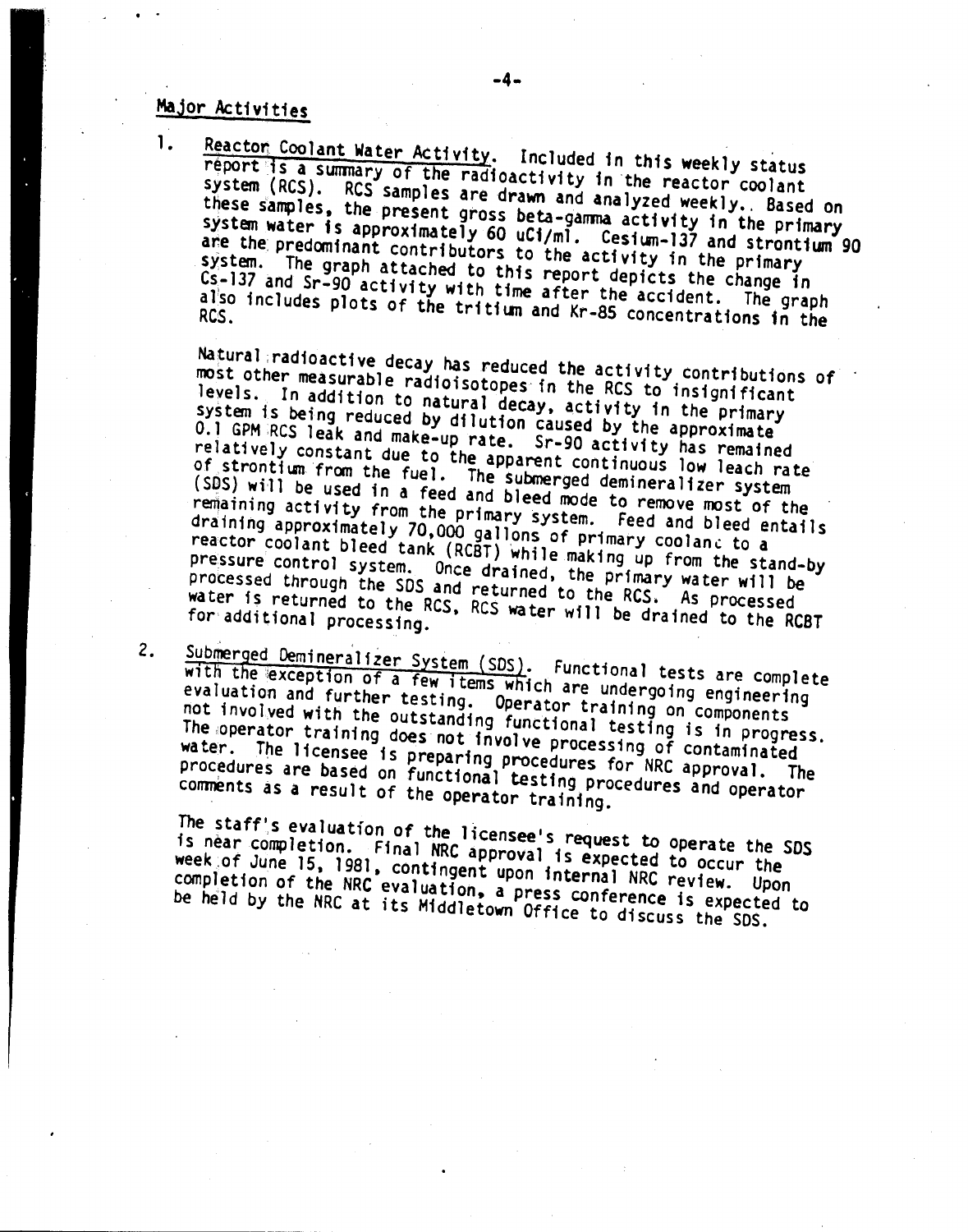## Major Activities

1. Reactor Coolant Water Activity. Included in this weekly status report is a summary of the radioactivity in the reactor coolant system (RCS). RCS samples are drawn and analyzed weekly. Based on these samples, the present gross beta-gamma activity in the primary system water is approximately 60 uCi/ml. Cesium-137 and strontium 90 are the predominant contributors to the activity in the primary system. The graph attached to this report depicts the change in Cs-137 and Sr-90 activity with time after the accident. The graph also includes plots of the tritium and Kr-85 concentrations in the RCS.

   Natural radioactive decay has reduced the activity contributions of most other measurable radioisotopes in the RCS to insignificant levels. In addition to natural decay, activity in the primary system is being reduced by dilution caused by the approximate 0.1 GPM RCS leak and make-up rate. Sr-90 activity has remained relatively constant due to the apparent continuous low leach rate of strontium from the fuel. The submerged demineralizer system (SDS) will be used in a feed and bleed mode to remove most of the remaining activity from the primary system. Feed and bleed entails draining approximately 70,000 gallons of primary coolant to a reactor coolant bleed tank (RCBT) while making up from the stand-by pressure control system. Once drained, the primary water will be processed through the SDS and returned to the RCS. As processed water is returned to the RCS, RCS water will be drained to the RCBT for additional processing.

2. Submerged Demineralizer System (SDS). Functional tests are complete with the exception of a few items which are undergoing engineering evaluation and further testing. Operator training on components not involved with the outstanding functional testing is in progress. The operator training does not involve processing of contaminated water. The licensee is preparing procedures for NRC approval. The procedures are based on functional testing procedures and operator comments as a result of the operator training.

   The staff's evaluation of the licensee's request to operate the SDS is near completion. Final NRC approval is expected to occur the week of June 15, 1981, contingent upon internal NRC review. Upon completion of the NRC evaluation, a press conference is expected to be held by the NRC at its Middletown Office to discuss the SDS.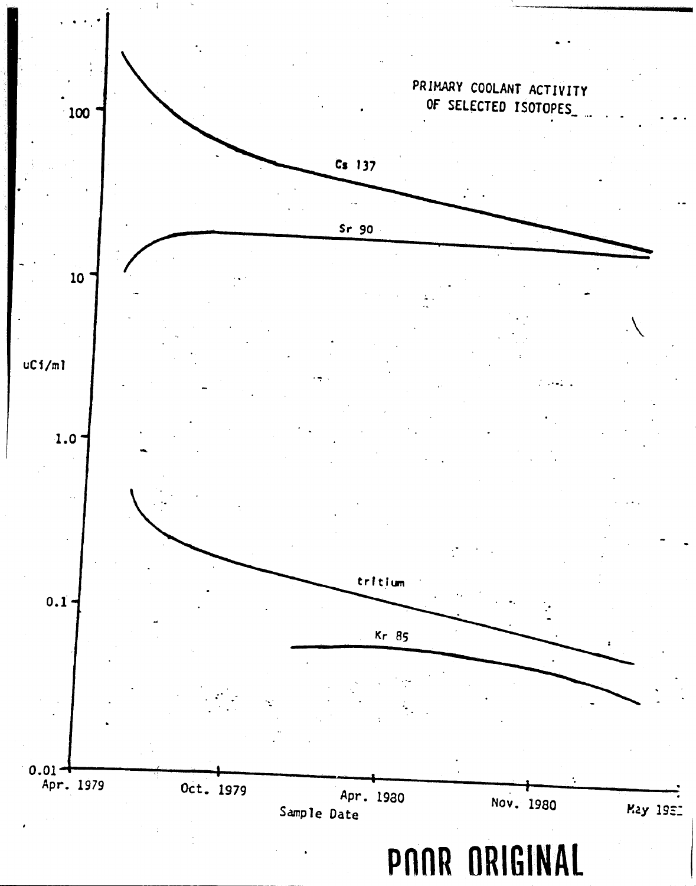PRIMARY COOLANT ACTIVITY OF SELECTED ISOTOPES

100

10

uCi/ml

1.0

0.1

0.01

Cs 137

Sr 90

tritium

Kr 85

Apr. 1979

Oct. 1979

Apr. 1980

Nov. 1980

May 1981

Sample Date

POOR ORIGINAL